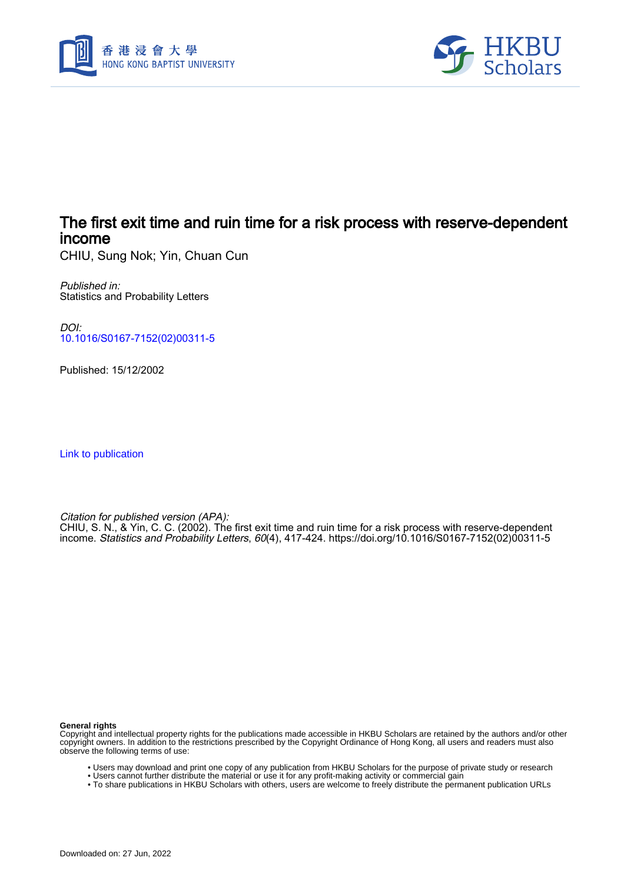# The first exit time and ruin time for a risk process with reserve-dependent income

CHIU, Sung Nok; Yin, Chuan Cun

*Published in:*
Statistics and Probability Letters

*DOI:*
10.1016/S0167-7152(02)00311-5

Published: 15/12/2002

Link to publication

*Citation for published version (APA):*
CHIU, S. N., & Yin, C. C. (2002). The first exit time and ruin time for a risk process with reserve-dependent income. *Statistics and Probability Letters*, *60*(4), 417-424. https://doi.org/10.1016/S0167-7152(02)00311-5

**General rights**
Copyright and intellectual property rights for the publications made accessible in HKBU Scholars are retained by the authors and/or other copyright owners. In addition to the restrictions prescribed by the Copyright Ordinance of Hong Kong, all users and readers must also observe the following terms of use:

- Users may download and print one copy of any publication from HKBU Scholars for the purpose of private study or research
- Users cannot further distribute the material or use it for any profit-making activity or commercial gain
- To share publications in HKBU Scholars with others, users are welcome to freely distribute the permanent publication URLs

Downloaded on: 27 Jun, 2022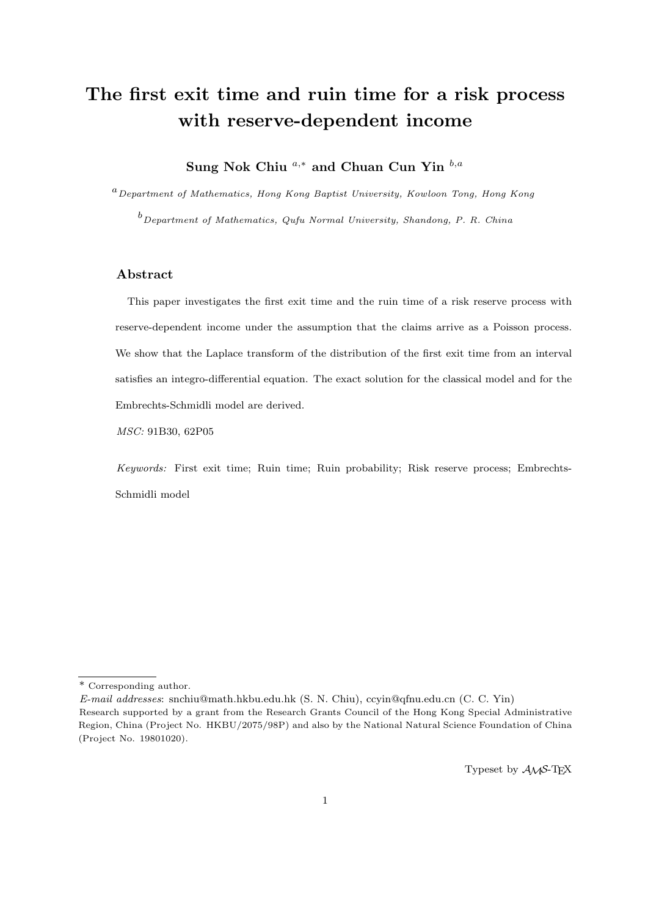# The first exit time and ruin time for a risk process with reserve-dependent income

**Sung Nok Chiu** [a,*] **and Chuan Cun Yin** [b,a]

[a] *Department of Mathematics, Hong Kong Baptist University, Kowloon Tong, Hong Kong*

[b] *Department of Mathematics, Qufu Normal University, Shandong, P. R. China*

## Abstract

This paper investigates the first exit time and the ruin time of a risk reserve process with reserve-dependent income under the assumption that the claims arrive as a Poisson process. We show that the Laplace transform of the distribution of the first exit time from an interval satisfies an integro-differential equation. The exact solution for the classical model and for the Embrechts-Schmidli model are derived.

*MSC:* 91B30, 62P05

*Keywords:* First exit time; Ruin time; Ruin probability; Risk reserve process; Embrechts-Schmidli model

---

\* Corresponding author.

*E-mail addresses*: snchiu@math.hkbu.edu.hk (S. N. Chiu), ccyin@qfnu.edu.cn (C. C. Yin)

Research supported by a grant from the Research Grants Council of the Hong Kong Special Administrative Region, China (Project No. HKBU/2075/98P) and also by the National Natural Science Foundation of China (Project No. 19801020).

Typeset by $\mathcal{AMS}$-TEX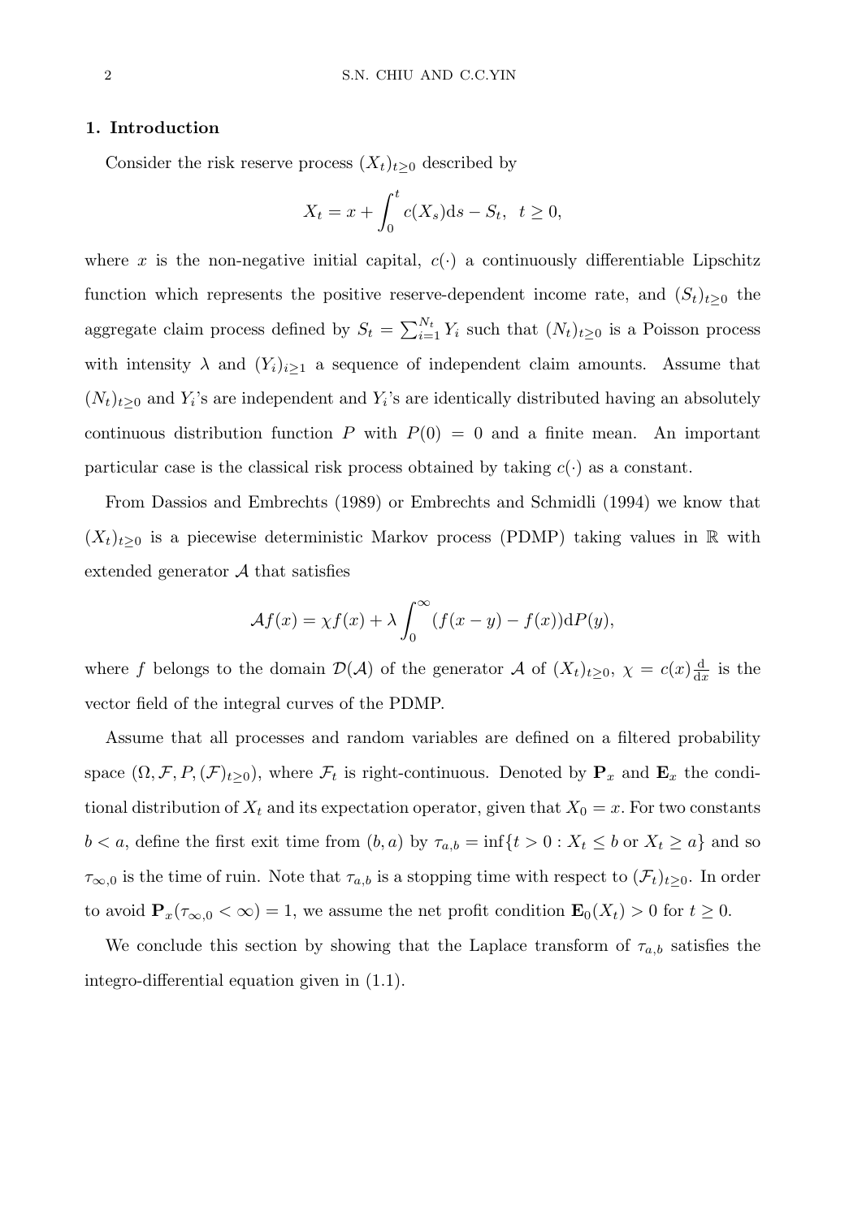## 1. Introduction

Consider the risk reserve process $(X_t)_{t\geq 0}$ described by

$$X_t = x + \int_0^t c(X_s)\mathrm{d}s - S_t, \;\; t \geq 0,$$

where $x$ is the non-negative initial capital, $c(\cdot)$ a continuously differentiable Lipschitz function which represents the positive reserve-dependent income rate, and $(S_t)_{t\geq 0}$ the aggregate claim process defined by $S_t = \sum_{i=1}^{N_t} Y_i$ such that $(N_t)_{t\geq 0}$ is a Poisson process with intensity $\lambda$ and $(Y_i)_{i\geq 1}$ a sequence of independent claim amounts. Assume that $(N_t)_{t\geq 0}$ and $Y_i$'s are independent and $Y_i$'s are identically distributed having an absolutely continuous distribution function $P$ with $P(0) = 0$ and a finite mean. An important particular case is the classical risk process obtained by taking $c(\cdot)$ as a constant.

From Dassios and Embrechts (1989) or Embrechts and Schmidli (1994) we know that $(X_t)_{t\geq 0}$ is a piecewise deterministic Markov process (PDMP) taking values in $\mathbb{R}$ with extended generator $\mathcal{A}$ that satisfies

$$\mathcal{A}f(x) = \chi f(x) + \lambda \int_0^\infty (f(x-y) - f(x))\mathrm{d}P(y),$$

where $f$ belongs to the domain $\mathcal{D}(\mathcal{A})$ of the generator $\mathcal{A}$ of $(X_t)_{t\geq 0}$, $\chi = c(x)\frac{\mathrm{d}}{\mathrm{d}x}$ is the vector field of the integral curves of the PDMP.

Assume that all processes and random variables are defined on a filtered probability space $(\Omega, \mathcal{F}, P, (\mathcal{F})_{t\geq 0})$, where $\mathcal{F}_t$ is right-continuous. Denoted by $\mathbf{P}_x$ and $\mathbf{E}_x$ the conditional distribution of $X_t$ and its expectation operator, given that $X_0 = x$. For two constants $b < a$, define the first exit time from $(b, a)$ by $\tau_{a,b} = \inf\{t > 0 : X_t \leq b \text{ or } X_t \geq a\}$ and so $\tau_{\infty,0}$ is the time of ruin. Note that $\tau_{a,b}$ is a stopping time with respect to $(\mathcal{F}_t)_{t\geq 0}$. In order to avoid $\mathbf{P}_x(\tau_{\infty,0} < \infty) = 1$, we assume the net profit condition $\mathbf{E}_0(X_t) > 0$ for $t \geq 0$.

We conclude this section by showing that the Laplace transform of $\tau_{a,b}$ satisfies the integro-differential equation given in (1.1).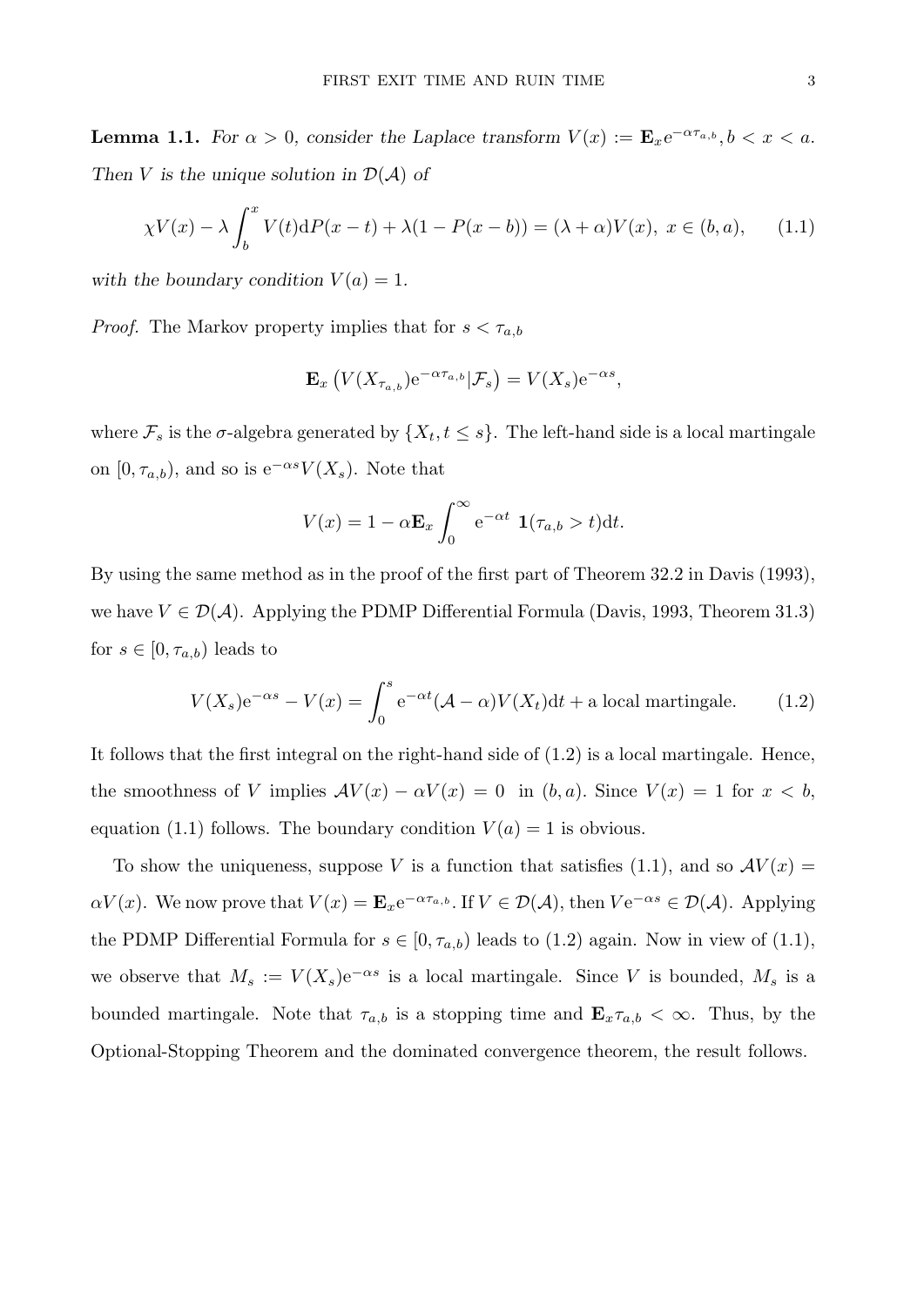**Lemma 1.1.** *For $\alpha > 0$, consider the Laplace transform $V(x) := \mathbf{E}_x \mathrm{e}^{-\alpha \tau_{a,b}}, b < x < a$. Then $V$ is the unique solution in $\mathcal{D}(\mathcal{A})$ of*

$$\chi V(x) - \lambda \int_b^x V(t) \mathrm{d}P(x-t) + \lambda(1 - P(x-b)) = (\lambda + \alpha)V(x),\ x \in (b, a), \qquad (1.1)$$

*with the boundary condition $V(a) = 1$.*

*Proof.* The Markov property implies that for $s < \tau_{a,b}$

$$\mathbf{E}_x \left( V(X_{\tau_{a,b}}) \mathrm{e}^{-\alpha \tau_{a,b}} | \mathcal{F}_s \right) = V(X_s) \mathrm{e}^{-\alpha s},$$

where $\mathcal{F}_s$ is the $\sigma$-algebra generated by $\{X_t, t \le s\}$. The left-hand side is a local martingale on $[0, \tau_{a,b})$, and so is $\mathrm{e}^{-\alpha s} V(X_s)$. Note that

$$V(x) = 1 - \alpha \mathbf{E}_x \int_0^\infty \mathrm{e}^{-\alpha t}\ \mathbf{1}(\tau_{a,b} > t) \mathrm{d}t.$$

By using the same method as in the proof of the first part of Theorem 32.2 in Davis (1993), we have $V \in \mathcal{D}(\mathcal{A})$. Applying the PDMP Differential Formula (Davis, 1993, Theorem 31.3) for $s \in [0, \tau_{a,b})$ leads to

$$V(X_s) \mathrm{e}^{-\alpha s} - V(x) = \int_0^s \mathrm{e}^{-\alpha t} (\mathcal{A} - \alpha) V(X_t) \mathrm{d}t + \text{a local martingale}. \qquad (1.2)$$

It follows that the first integral on the right-hand side of (1.2) is a local martingale. Hence, the smoothness of $V$ implies $\mathcal{A}V(x) - \alpha V(x) = 0$ in $(b, a)$. Since $V(x) = 1$ for $x < b$, equation (1.1) follows. The boundary condition $V(a) = 1$ is obvious.

To show the uniqueness, suppose $V$ is a function that satisfies (1.1), and so $\mathcal{A}V(x) = \alpha V(x)$. We now prove that $V(x) = \mathbf{E}_x \mathrm{e}^{-\alpha \tau_{a,b}}$. If $V \in \mathcal{D}(\mathcal{A})$, then $V \mathrm{e}^{-\alpha s} \in \mathcal{D}(\mathcal{A})$. Applying the PDMP Differential Formula for $s \in [0, \tau_{a,b})$ leads to (1.2) again. Now in view of (1.1), we observe that $M_s := V(X_s) \mathrm{e}^{-\alpha s}$ is a local martingale. Since $V$ is bounded, $M_s$ is a bounded martingale. Note that $\tau_{a,b}$ is a stopping time and $\mathbf{E}_x \tau_{a,b} < \infty$. Thus, by the Optional-Stopping Theorem and the dominated convergence theorem, the result follows.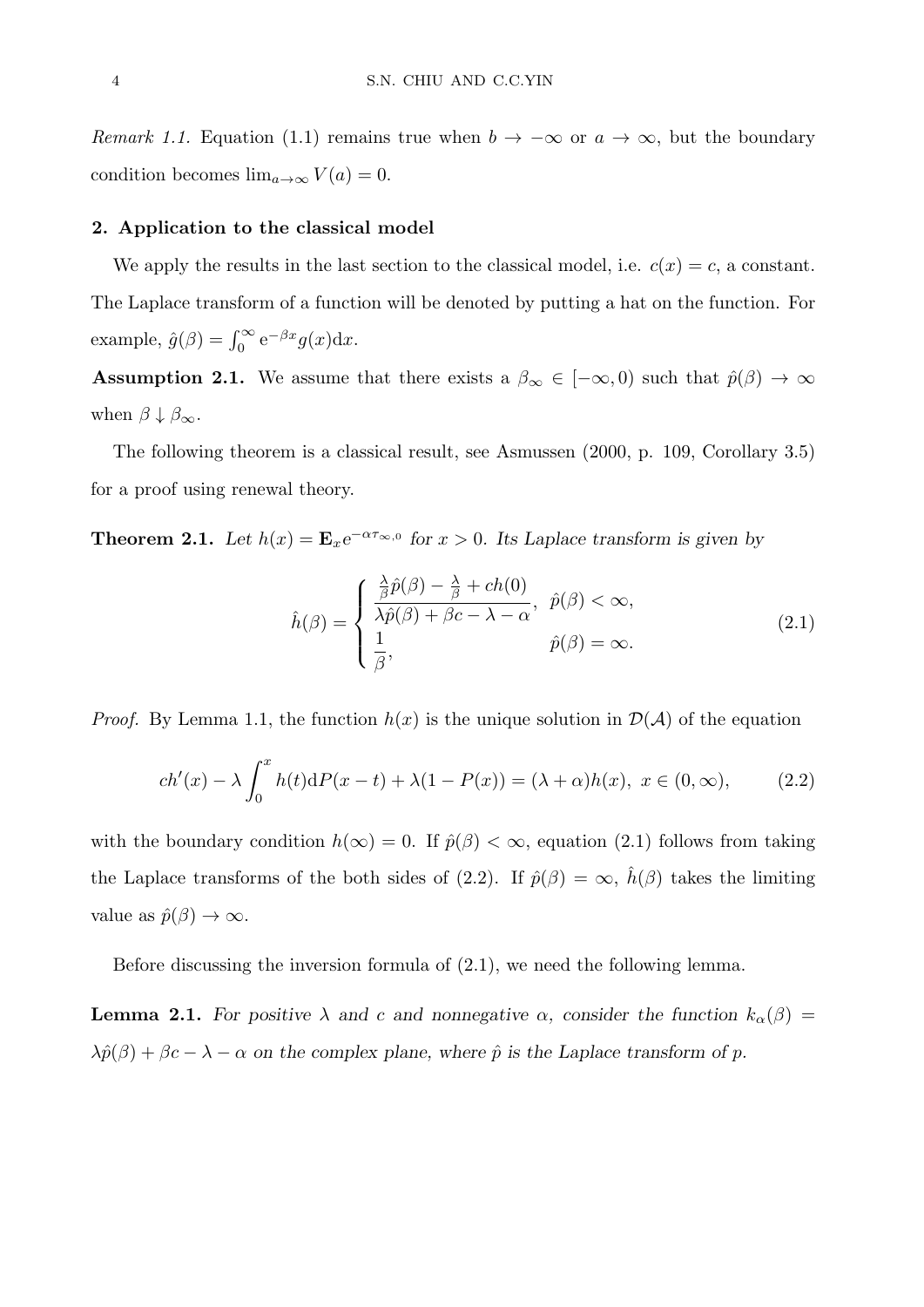*Remark 1.1.* Equation (1.1) remains true when $b \to -\infty$ or $a \to \infty$, but the boundary condition becomes $\lim_{a\to\infty} V(a) = 0$.

## 2. Application to the classical model

We apply the results in the last section to the classical model, i.e. $c(x) = c$, a constant. The Laplace transform of a function will be denoted by putting a hat on the function. For example, $\hat{g}(\beta) = \int_0^\infty e^{-\beta x} g(x) dx$.

**Assumption 2.1.** We assume that there exists a $\beta_\infty \in [-\infty, 0)$ such that $\hat{p}(\beta) \to \infty$ when $\beta \downarrow \beta_\infty$.

The following theorem is a classical result, see Asmussen (2000, p. 109, Corollary 3.5) for a proof using renewal theory.

**Theorem 2.1.** *Let $h(x) = \mathbf{E}_x e^{-\alpha\tau_{\infty,0}}$ for $x > 0$. Its Laplace transform is given by*

$$
\hat{h}(\beta) = \begin{cases} \dfrac{\frac{\lambda}{\beta}\hat{p}(\beta) - \frac{\lambda}{\beta} + ch(0)}{\lambda\hat{p}(\beta) + \beta c - \lambda - \alpha}, & \hat{p}(\beta) < \infty, \\ \dfrac{1}{\beta}, & \hat{p}(\beta) = \infty. \end{cases} \tag{2.1}
$$

*Proof.* By Lemma 1.1, the function $h(x)$ is the unique solution in $\mathcal{D}(\mathcal{A})$ of the equation

$$
ch'(x) - \lambda \int_0^x h(t) dP(x-t) + \lambda(1 - P(x)) = (\lambda + \alpha) h(x), \; x \in (0, \infty), \tag{2.2}
$$

with the boundary condition $h(\infty) = 0$. If $\hat{p}(\beta) < \infty$, equation (2.1) follows from taking the Laplace transforms of the both sides of (2.2). If $\hat{p}(\beta) = \infty$, $\hat{h}(\beta)$ takes the limiting value as $\hat{p}(\beta) \to \infty$.

Before discussing the inversion formula of (2.1), we need the following lemma.

**Lemma 2.1.** *For positive $\lambda$ and $c$ and nonnegative $\alpha$, consider the function $k_\alpha(\beta) = \lambda\hat{p}(\beta) + \beta c - \lambda - \alpha$ on the complex plane, where $\hat{p}$ is the Laplace transform of $p$.*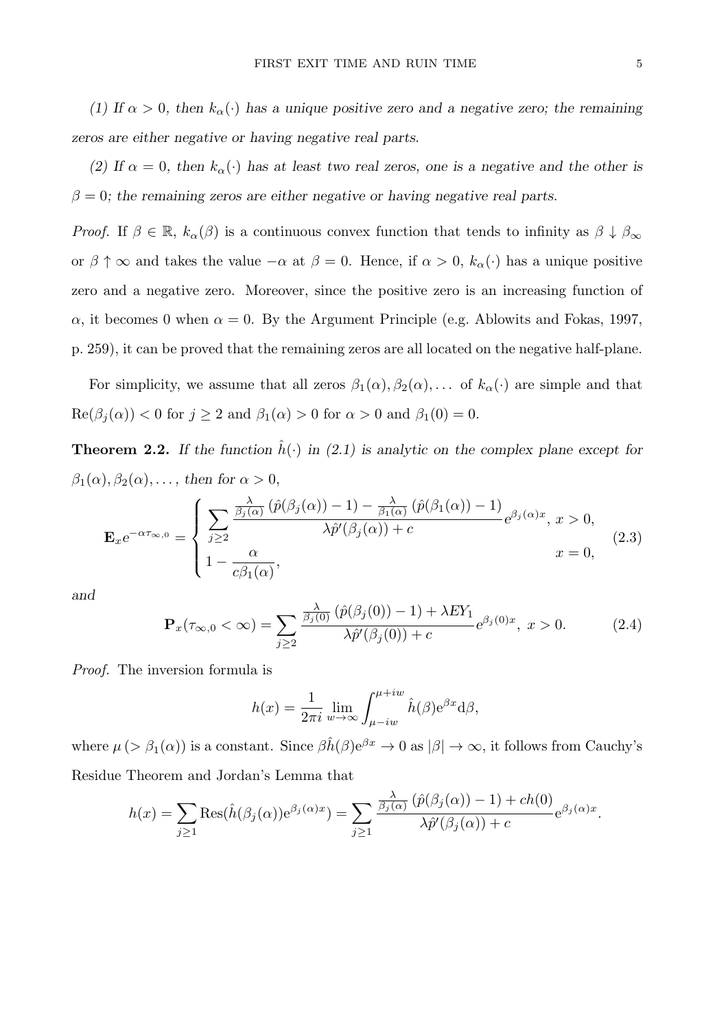*(1) If $\alpha > 0$, then $k_\alpha(\cdot)$ has a unique positive zero and a negative zero; the remaining zeros are either negative or having negative real parts.*

*(2) If $\alpha = 0$, then $k_\alpha(\cdot)$ has at least two real zeros, one is a negative and the other is $\beta = 0$; the remaining zeros are either negative or having negative real parts.*

*Proof.* If $\beta \in \mathbb{R}$, $k_\alpha(\beta)$ is a continuous convex function that tends to infinity as $\beta \downarrow \beta_\infty$ or $\beta \uparrow \infty$ and takes the value $-\alpha$ at $\beta = 0$. Hence, if $\alpha > 0$, $k_\alpha(\cdot)$ has a unique positive zero and a negative zero. Moreover, since the positive zero is an increasing function of $\alpha$, it becomes 0 when $\alpha = 0$. By the Argument Principle (e.g. Ablowits and Fokas, 1997, p. 259), it can be proved that the remaining zeros are all located on the negative half-plane.

For simplicity, we assume that all zeros $\beta_1(\alpha), \beta_2(\alpha), \ldots$ of $k_\alpha(\cdot)$ are simple and that $\mathrm{Re}(\beta_j(\alpha)) < 0$ for $j \geq 2$ and $\beta_1(\alpha) > 0$ for $\alpha > 0$ and $\beta_1(0) = 0$.

**Theorem 2.2.** *If the function $\hat{h}(\cdot)$ in (2.1) is analytic on the complex plane except for $\beta_1(\alpha), \beta_2(\alpha), \ldots$, then for $\alpha > 0$,*

$$\mathbf{E}_x e^{-\alpha\tau_{\infty,0}} = \begin{cases} \displaystyle\sum_{j\geq 2} \frac{\frac{\lambda}{\beta_j(\alpha)}\left(\hat{p}(\beta_j(\alpha)) - 1\right) - \frac{\lambda}{\beta_1(\alpha)}\left(\hat{p}(\beta_1(\alpha)) - 1\right)}{\lambda\hat{p}'(\beta_j(\alpha)) + c} e^{\beta_j(\alpha)x}, & x > 0, \\ 1 - \dfrac{\alpha}{c\beta_1(\alpha)}, & x = 0, \end{cases} \tag{2.3}$$

*and*

$$\mathbf{P}_x(\tau_{\infty,0} < \infty) = \sum_{j\geq 2} \frac{\frac{\lambda}{\beta_j(0)}\left(\hat{p}(\beta_j(0)) - 1\right) + \lambda E Y_1}{\lambda\hat{p}'(\beta_j(0)) + c} e^{\beta_j(0)x}, \ x > 0. \tag{2.4}$$

*Proof.* The inversion formula is

$$h(x) = \frac{1}{2\pi i}\lim_{w\to\infty}\int_{\mu - iw}^{\mu + iw} \hat{h}(\beta) e^{\beta x} d\beta,$$

where $\mu\ (> \beta_1(\alpha))$ is a constant. Since $\beta\hat{h}(\beta)e^{\beta x} \to 0$ as $|\beta| \to \infty$, it follows from Cauchy's Residue Theorem and Jordan's Lemma that

$$h(x) = \sum_{j\geq 1} \mathrm{Res}(\hat{h}(\beta_j(\alpha))e^{\beta_j(\alpha)x}) = \sum_{j\geq 1} \frac{\frac{\lambda}{\beta_j(\alpha)}\left(\hat{p}(\beta_j(\alpha)) - 1\right) + ch(0)}{\lambda\hat{p}'(\beta_j(\alpha)) + c} e^{\beta_j(\alpha)x}.$$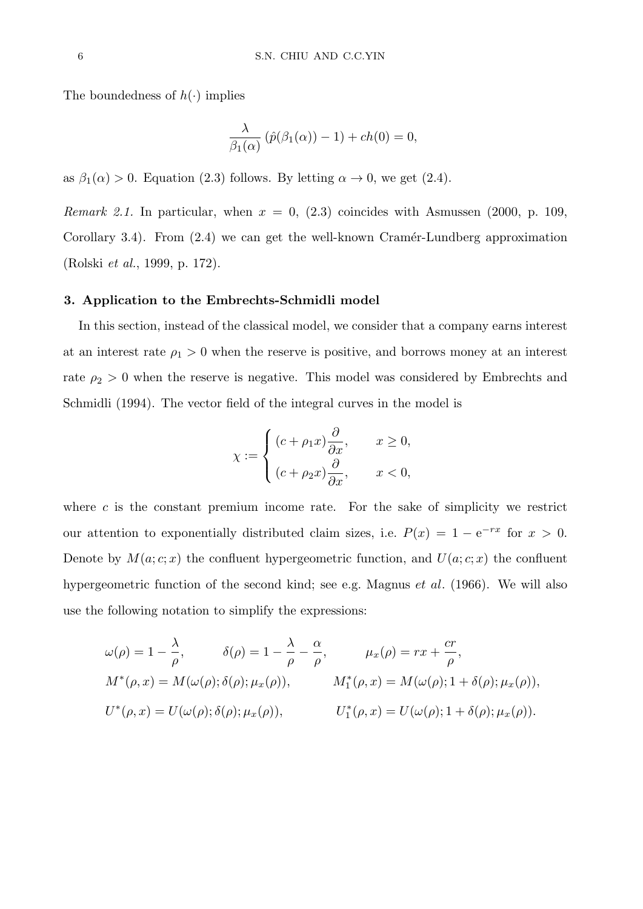The boundedness of $h(\cdot)$ implies

$$\frac{\lambda}{\beta_1(\alpha)} \left(\hat{p}(\beta_1(\alpha)) - 1\right) + ch(0) = 0,$$

as $\beta_1(\alpha) > 0$. Equation (2.3) follows. By letting $\alpha \to 0$, we get (2.4).

*Remark 2.1.* In particular, when $x = 0$, (2.3) coincides with Asmussen (2000, p. 109, Corollary 3.4). From (2.4) we can get the well-known Cramér-Lundberg approximation (Rolski *et al.*, 1999, p. 172).

### 3. Application to the Embrechts-Schmidli model

In this section, instead of the classical model, we consider that a company earns interest at an interest rate $\rho_1 > 0$ when the reserve is positive, and borrows money at an interest rate $\rho_2 > 0$ when the reserve is negative. This model was considered by Embrechts and Schmidli (1994). The vector field of the integral curves in the model is

$$\chi := \begin{cases} (c + \rho_1 x)\dfrac{\partial}{\partial x}, & x \geq 0, \\ (c + \rho_2 x)\dfrac{\partial}{\partial x}, & x < 0, \end{cases}$$

where $c$ is the constant premium income rate. For the sake of simplicity we restrict our attention to exponentially distributed claim sizes, i.e. $P(x) = 1 - \mathrm{e}^{-rx}$ for $x > 0$. Denote by $M(a;c;x)$ the confluent hypergeometric function, and $U(a;c;x)$ the confluent hypergeometric function of the second kind; see e.g. Magnus *et al*. (1966). We will also use the following notation to simplify the expressions:

$$\omega(\rho) = 1 - \frac{\lambda}{\rho}, \qquad \delta(\rho) = 1 - \frac{\lambda}{\rho} - \frac{\alpha}{\rho}, \qquad \mu_x(\rho) = rx + \frac{cr}{\rho},$$

$$M^*(\rho, x) = M(\omega(\rho); \delta(\rho); \mu_x(\rho)), \qquad M_1^*(\rho, x) = M(\omega(\rho); 1 + \delta(\rho); \mu_x(\rho)),$$

$$U^*(\rho, x) = U(\omega(\rho); \delta(\rho); \mu_x(\rho)), \qquad U_1^*(\rho, x) = U(\omega(\rho); 1 + \delta(\rho); \mu_x(\rho)).$$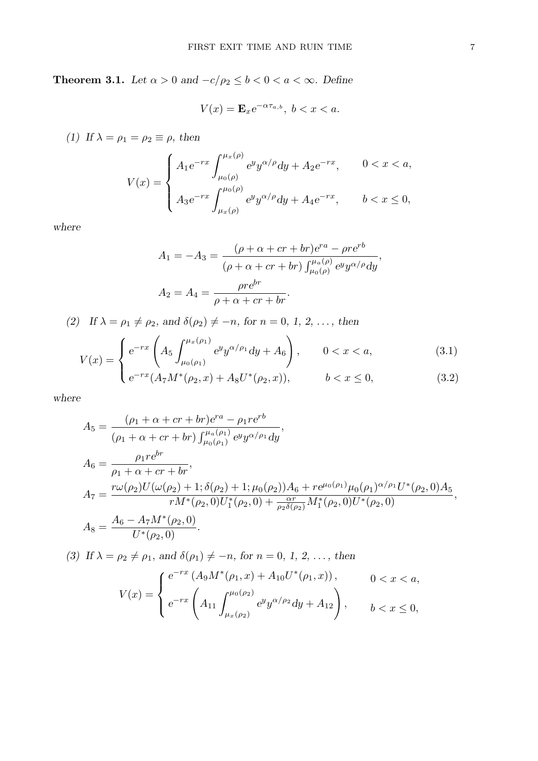**Theorem 3.1.** *Let $\alpha > 0$ and $-c/\rho_2 \le b < 0 < a < \infty$. Define*

$$V(x) = \mathbf{E}_x e^{-\alpha \tau_{a,b}},\ b < x < a.$$

*(1) If $\lambda = \rho_1 = \rho_2 \equiv \rho$, then*

$$V(x) = \begin{cases} A_1 e^{-rx} \displaystyle\int_{\mu_0(\rho)}^{\mu_x(\rho)} e^y y^{\alpha/\rho} dy + A_2 e^{-rx}, & 0 < x < a, \\ A_3 e^{-rx} \displaystyle\int_{\mu_x(\rho)}^{\mu_0(\rho)} e^y y^{\alpha/\rho} dy + A_4 e^{-rx}, & b < x \le 0, \end{cases}$$

*where*

$$A_1 = -A_3 = \frac{(\rho + \alpha + cr + br)e^{ra} - \rho r e^{rb}}{(\rho + \alpha + cr + br) \int_{\mu_0(\rho)}^{\mu_a(\rho)} e^y y^{\alpha/\rho} dy},$$

$$A_2 = A_4 = \frac{\rho r e^{br}}{\rho + \alpha + cr + br}.$$

*(2) If $\lambda = \rho_1 \neq \rho_2$, and $\delta(\rho_2) \neq -n$, for $n = 0, 1, 2, \ldots$, then*

$$V(x) = \begin{cases} e^{-rx} \left( A_5 \displaystyle\int_{\mu_0(\rho_1)}^{\mu_x(\rho_1)} e^y y^{\alpha/\rho_1} dy + A_6 \right), & 0 < x < a, \quad (3.1) \\ e^{-rx} (A_7 M^*(\rho_2, x) + A_8 U^*(\rho_2, x)), & b < x \le 0, \quad (3.2) \end{cases}$$

*where*

$$A_5 = \frac{(\rho_1 + \alpha + cr + br)e^{ra} - \rho_1 r e^{rb}}{(\rho_1 + \alpha + cr + br) \int_{\mu_0(\rho_1)}^{\mu_a(\rho_1)} e^y y^{\alpha/\rho_1} dy},$$

$$A_6 = \frac{\rho_1 r e^{br}}{\rho_1 + \alpha + cr + br},$$

$$A_7 = \frac{r\omega(\rho_2) U(\omega(\rho_2) + 1; \delta(\rho_2) + 1; \mu_0(\rho_2)) A_6 + r e^{\mu_0(\rho_1)} \mu_0(\rho_1)^{\alpha/\rho_1} U^*(\rho_2, 0) A_5}{r M^*(\rho_2, 0) U_1^*(\rho_2, 0) + \frac{\alpha r}{\rho_2 \delta(\rho_2)} M_1^*(\rho_2, 0) U^*(\rho_2, 0)},$$

$$A_8 = \frac{A_6 - A_7 M^*(\rho_2, 0)}{U^*(\rho_2, 0)}.$$

*(3) If $\lambda = \rho_2 \neq \rho_1$, and $\delta(\rho_1) \neq -n$, for $n = 0, 1, 2, \ldots$, then*

$$V(x) = \begin{cases} e^{-rx} \left( A_9 M^*(\rho_1, x) + A_{10} U^*(\rho_1, x) \right), & 0 < x < a, \\ e^{-rx} \left( A_{11} \displaystyle\int_{\mu_x(\rho_2)}^{\mu_0(\rho_2)} e^y y^{\alpha/\rho_2} dy + A_{12} \right), & b < x \le 0, \end{cases}$$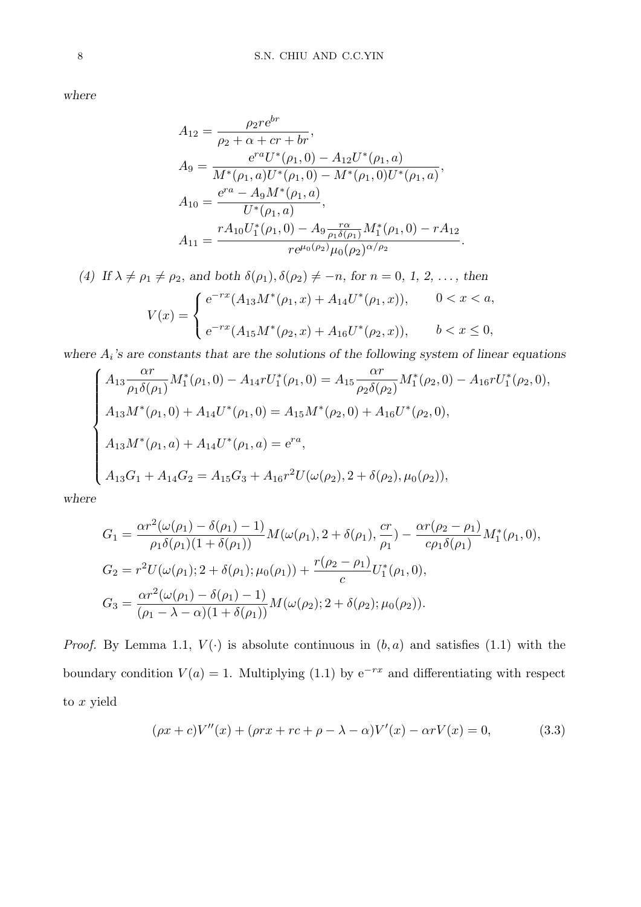*where*

$$
\begin{aligned}
A_{12} &= \frac{\rho_2 r e^{br}}{\rho_2+\alpha+cr+br},\\
A_9 &= \frac{e^{ra}U^*(\rho_1,0)-A_{12}U^*(\rho_1,a)}{M^*(\rho_1,a)U^*(\rho_1,0)-M^*(\rho_1,0)U^*(\rho_1,a)},\\
A_{10} &= \frac{e^{ra}-A_9M^*(\rho_1,a)}{U^*(\rho_1,a)},\\
A_{11} &= \frac{rA_{10}U_1^*(\rho_1,0)-A_9\frac{r\alpha}{\rho_1\delta(\rho_1)}M_1^*(\rho_1,0)-rA_{12}}{re^{\mu_0(\rho_2)}\mu_0(\rho_2)^{\alpha/\rho_2}}.
\end{aligned}
$$

*(4) If $\lambda\neq\rho_1\neq\rho_2$, and both $\delta(\rho_1),\delta(\rho_2)\neq -n$, for $n=0,\,1,\,2,\,\ldots$, then*

$$
V(x)=\begin{cases} e^{-rx}(A_{13}M^*(\rho_1,x)+A_{14}U^*(\rho_1,x)), & 0<x<a,\\[2mm] e^{-rx}(A_{15}M^*(\rho_2,x)+A_{16}U^*(\rho_2,x)), & b<x\le 0,\end{cases}
$$

*where $A_i$'s are constants that are the solutions of the following system of linear equations*

$$
\begin{cases}
A_{13}\dfrac{\alpha r}{\rho_1\delta(\rho_1)}M_1^*(\rho_1,0)-A_{14}rU_1^*(\rho_1,0)=A_{15}\dfrac{\alpha r}{\rho_2\delta(\rho_2)}M_1^*(\rho_2,0)-A_{16}rU_1^*(\rho_2,0),\\[2mm]
A_{13}M^*(\rho_1,0)+A_{14}U^*(\rho_1,0)=A_{15}M^*(\rho_2,0)+A_{16}U^*(\rho_2,0),\\[2mm]
A_{13}M^*(\rho_1,a)+A_{14}U^*(\rho_1,a)=e^{ra},\\[2mm]
A_{13}G_1+A_{14}G_2=A_{15}G_3+A_{16}r^2U(\omega(\rho_2),2+\delta(\rho_2),\mu_0(\rho_2)),
\end{cases}
$$

*where*

$$
\begin{aligned}
G_1 &= \frac{\alpha r^2(\omega(\rho_1)-\delta(\rho_1)-1)}{\rho_1\delta(\rho_1)(1+\delta(\rho_1))}M(\omega(\rho_1),2+\delta(\rho_1),\frac{cr}{\rho_1})-\frac{\alpha r(\rho_2-\rho_1)}{c\rho_1\delta(\rho_1)}M_1^*(\rho_1,0),\\
G_2 &= r^2U(\omega(\rho_1);2+\delta(\rho_1);\mu_0(\rho_1))+\frac{r(\rho_2-\rho_1)}{c}U_1^*(\rho_1,0),\\
G_3 &= \frac{\alpha r^2(\omega(\rho_1)-\delta(\rho_1)-1)}{(\rho_1-\lambda-\alpha)(1+\delta(\rho_1))}M(\omega(\rho_2);2+\delta(\rho_2);\mu_0(\rho_2)).
\end{aligned}
$$

*Proof.* By Lemma 1.1, $V(\cdot)$ is absolute continuous in $(b,a)$ and satisfies (1.1) with the boundary condition $V(a)=1$. Multiplying (1.1) by $e^{-rx}$ and differentiating with respect to $x$ yield

$$
(\rho x+c)V''(x)+(\rho rx+rc+\rho-\lambda-\alpha)V'(x)-\alpha rV(x)=0, \tag{3.3}
$$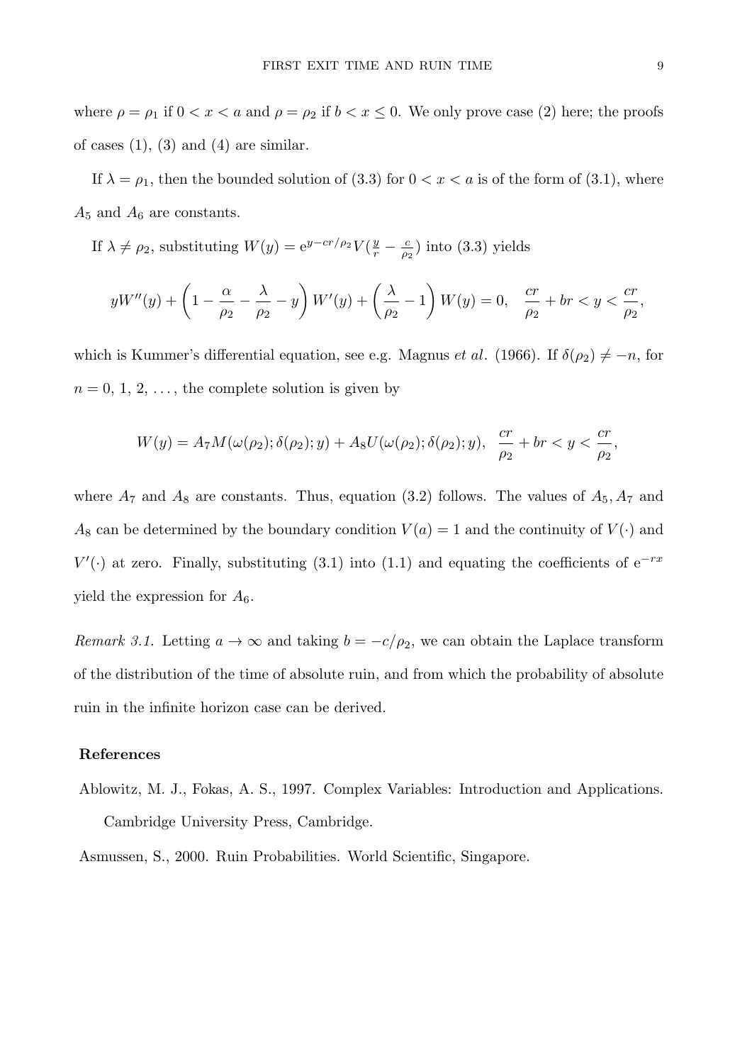where $\rho = \rho_1$ if $0 < x < a$ and $\rho = \rho_2$ if $b < x \le 0$. We only prove case (2) here; the proofs of cases (1), (3) and (4) are similar.

If $\lambda = \rho_1$, then the bounded solution of (3.3) for $0 < x < a$ is of the form of (3.1), where $A_5$ and $A_6$ are constants.

If $\lambda \neq \rho_2$, substituting $W(y) = \mathrm{e}^{y - cr/\rho_2} V(\frac{y}{r} - \frac{c}{\rho_2})$ into (3.3) yields

$$yW''(y) + \left(1 - \frac{\alpha}{\rho_2} - \frac{\lambda}{\rho_2} - y\right) W'(y) + \left(\frac{\lambda}{\rho_2} - 1\right) W(y) = 0, \quad \frac{cr}{\rho_2} + br < y < \frac{cr}{\rho_2},$$

which is Kummer's differential equation, see e.g. Magnus *et al*. (1966). If $\delta(\rho_2) \neq -n$, for $n = 0, 1, 2, \ldots$, the complete solution is given by

$$W(y) = A_7 M(\omega(\rho_2); \delta(\rho_2); y) + A_8 U(\omega(\rho_2); \delta(\rho_2); y), \quad \frac{cr}{\rho_2} + br < y < \frac{cr}{\rho_2},$$

where $A_7$ and $A_8$ are constants. Thus, equation (3.2) follows. The values of $A_5, A_7$ and $A_8$ can be determined by the boundary condition $V(a) = 1$ and the continuity of $V(\cdot)$ and $V'(\cdot)$ at zero. Finally, substituting (3.1) into (1.1) and equating the coefficients of $\mathrm{e}^{-rx}$ yield the expression for $A_6$.

*Remark 3.1.* Letting $a \to \infty$ and taking $b = -c/\rho_2$, we can obtain the Laplace transform of the distribution of the time of absolute ruin, and from which the probability of absolute ruin in the infinite horizon case can be derived.

## References

Ablowitz, M. J., Fokas, A. S., 1997. Complex Variables: Introduction and Applications. Cambridge University Press, Cambridge.

Asmussen, S., 2000. Ruin Probabilities. World Scientific, Singapore.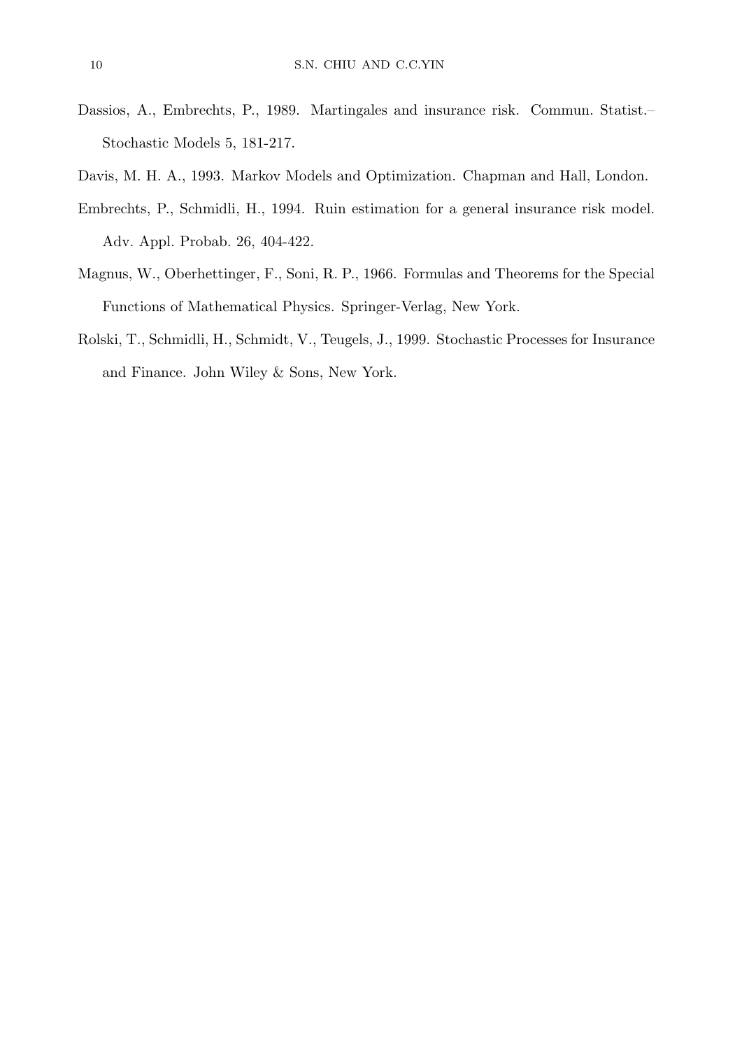Dassios, A., Embrechts, P., 1989. Martingales and insurance risk. Commun. Statist.– Stochastic Models 5, 181-217.

Davis, M. H. A., 1993. Markov Models and Optimization. Chapman and Hall, London.

Embrechts, P., Schmidli, H., 1994. Ruin estimation for a general insurance risk model. Adv. Appl. Probab. 26, 404-422.

Magnus, W., Oberhettinger, F., Soni, R. P., 1966. Formulas and Theorems for the Special Functions of Mathematical Physics. Springer-Verlag, New York.

Rolski, T., Schmidli, H., Schmidt, V., Teugels, J., 1999. Stochastic Processes for Insurance and Finance. John Wiley & Sons, New York.